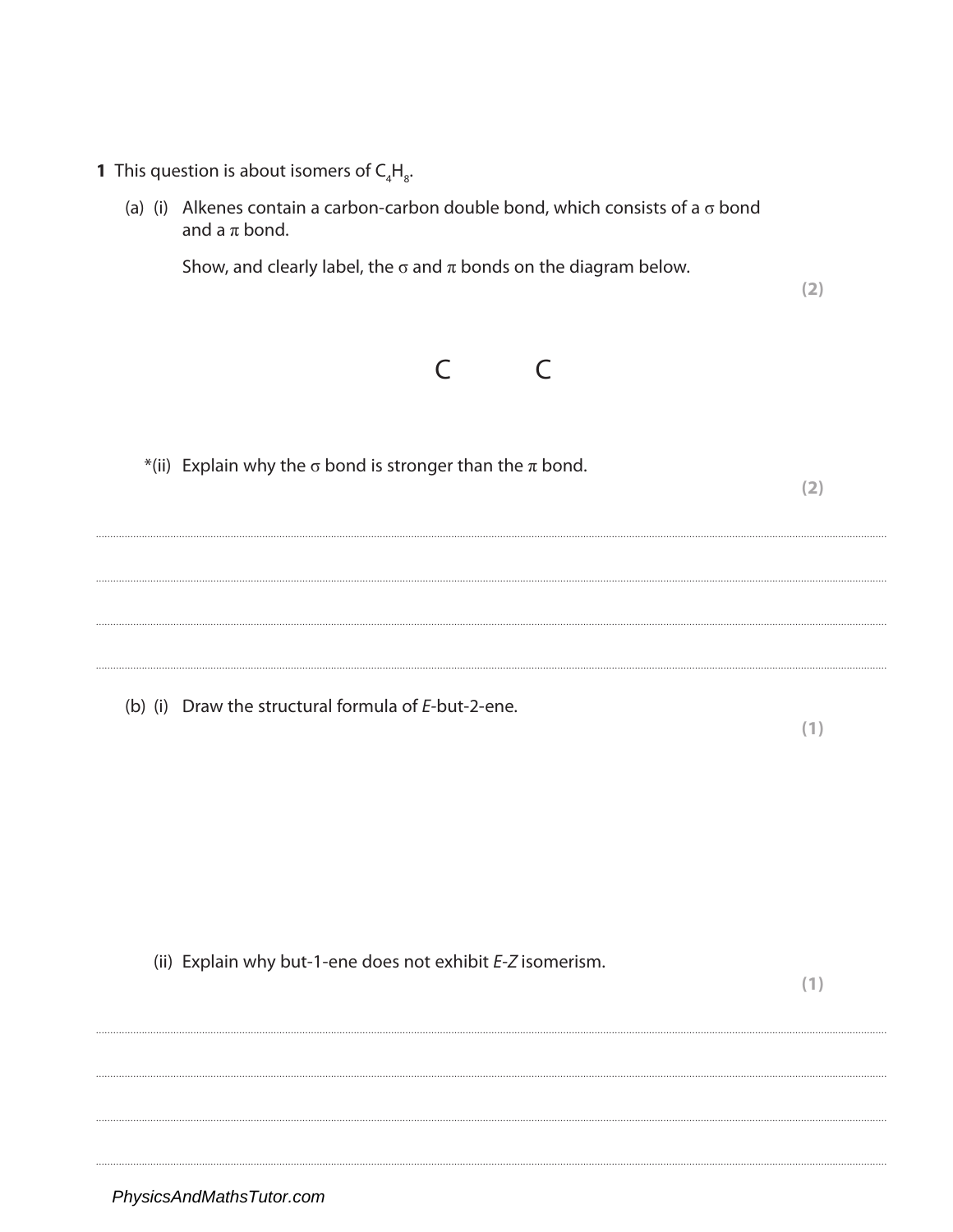**1** This question is about isomers of $C_4H_8$.

(a) (i) Alkenes contain a carbon-carbon double bond, which consists of a $\sigma$ bond and a $\pi$ bond.

Show, and clearly label, the $\sigma$ and $\pi$ bonds on the diagram below.

**(2)**

C C

*(ii) Explain why the $\sigma$ bond is stronger than the $\pi$ bond.

**(2)**

....................................................................................................................................................

....................................................................................................................................................

....................................................................................................................................................

....................................................................................................................................................

(b) (i) Draw the structural formula of *E*-but-2-ene.

**(1)**

(ii) Explain why but-1-ene does not exhibit *E-Z* isomerism.

**(1)**

....................................................................................................................................................

....................................................................................................................................................

....................................................................................................................................................

....................................................................................................................................................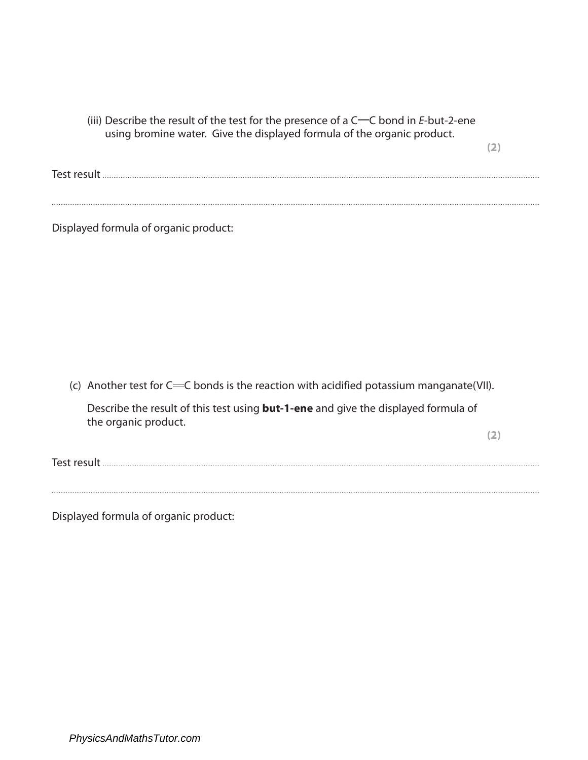(iii) Describe the result of the test for the presence of a C═C bond in *E*-but-2-ene using bromine water. Give the displayed formula of the organic product.

**(2)**

Test result ..............................................................................................................................................................................

..............................................................................................................................................................................

Displayed formula of organic product:

(c) Another test for C═C bonds is the reaction with acidified potassium manganate(VII).

Describe the result of this test using **but-1-ene** and give the displayed formula of the organic product.

**(2)**

Test result ..............................................................................................................................................................................

..............................................................................................................................................................................

Displayed formula of organic product: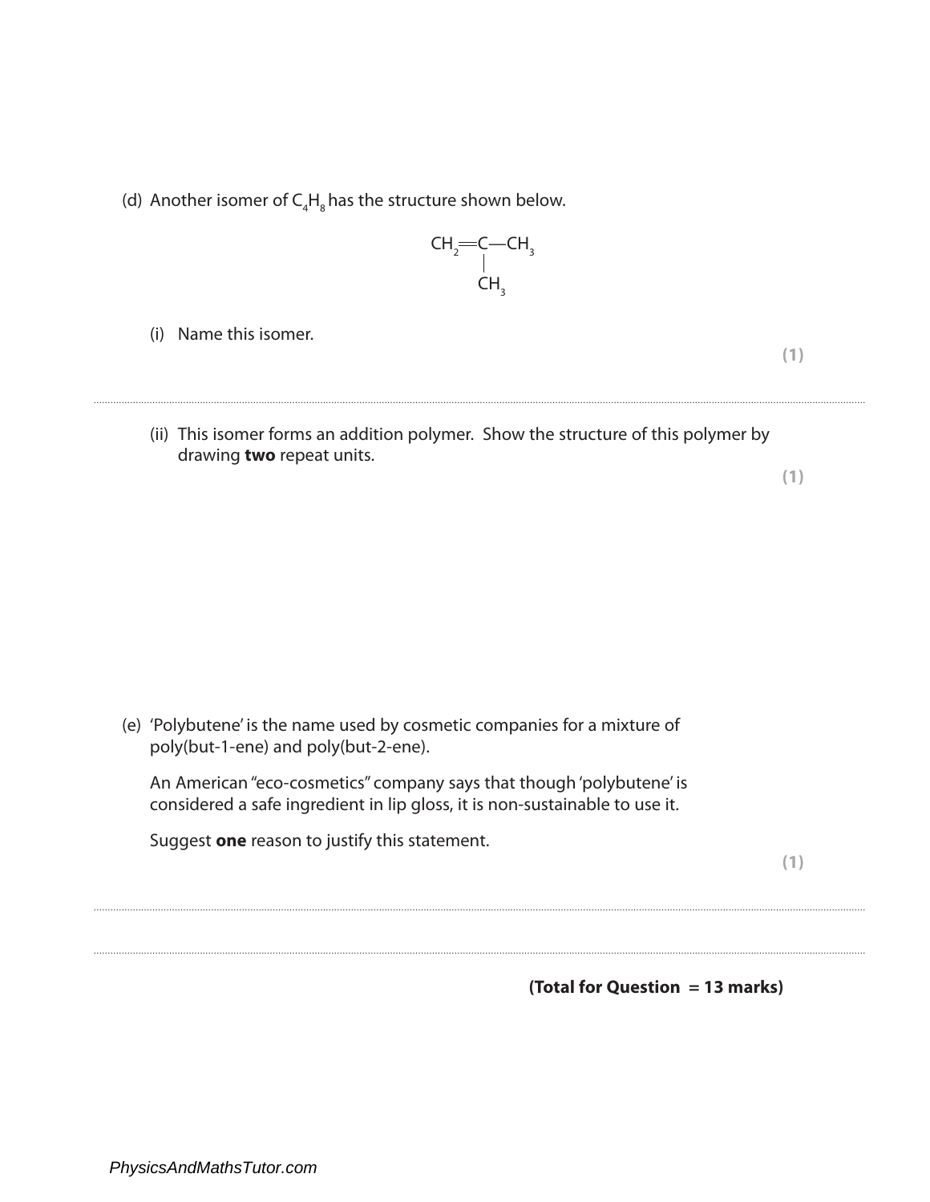(d) Another isomer of $C_4H_8$ has the structure shown below.

$$\begin{array}{l} CH_2{=}C{-}CH_3 \\ \quad\quad\;\; | \\ \quad\quad\; CH_3 \end{array}$$

(i) Name this isomer.

**(1)**

..............................................................................................................................................

(ii) This isomer forms an addition polymer. Show the structure of this polymer by drawing **two** repeat units.

**(1)**

(e) 'Polybutene' is the name used by cosmetic companies for a mixture of poly(but-1-ene) and poly(but-2-ene).

An American "eco-cosmetics" company says that though 'polybutene' is considered a safe ingredient in lip gloss, it is non-sustainable to use it.

Suggest **one** reason to justify this statement.

**(1)**

..............................................................................................................................................

..............................................................................................................................................

**(Total for Question = 13 marks)**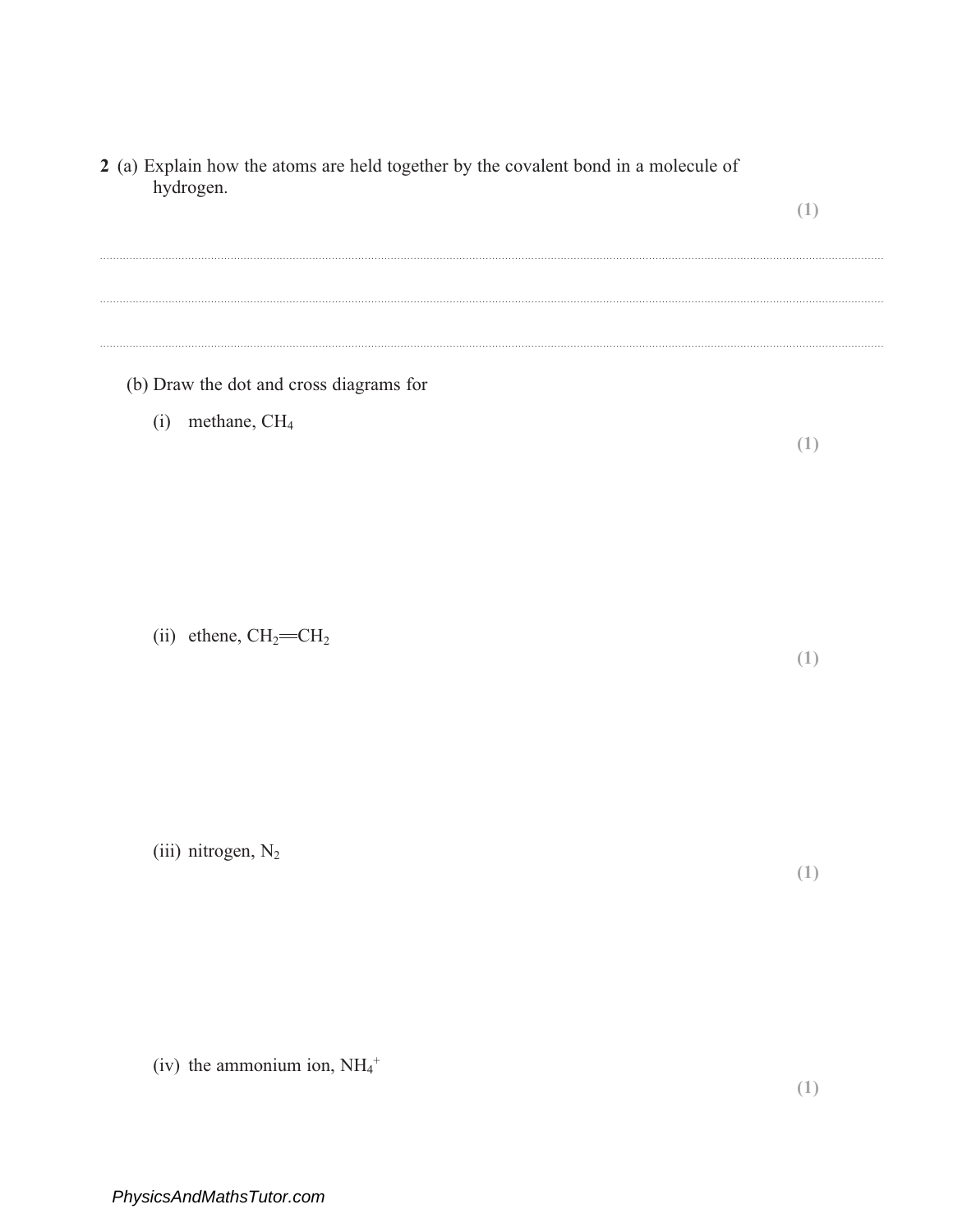**2** (a) Explain how the atoms are held together by the covalent bond in a molecule of hydrogen.

**(1)**

..............................................................................................................................................

..............................................................................................................................................

..............................................................................................................................................

(b) Draw the dot and cross diagrams for

(i) methane, $CH_4$

**(1)**

(ii) ethene, $CH_2{=}CH_2$

**(1)**

(iii) nitrogen, $N_2$

**(1)**

(iv) the ammonium ion, $NH_4^+$

**(1)**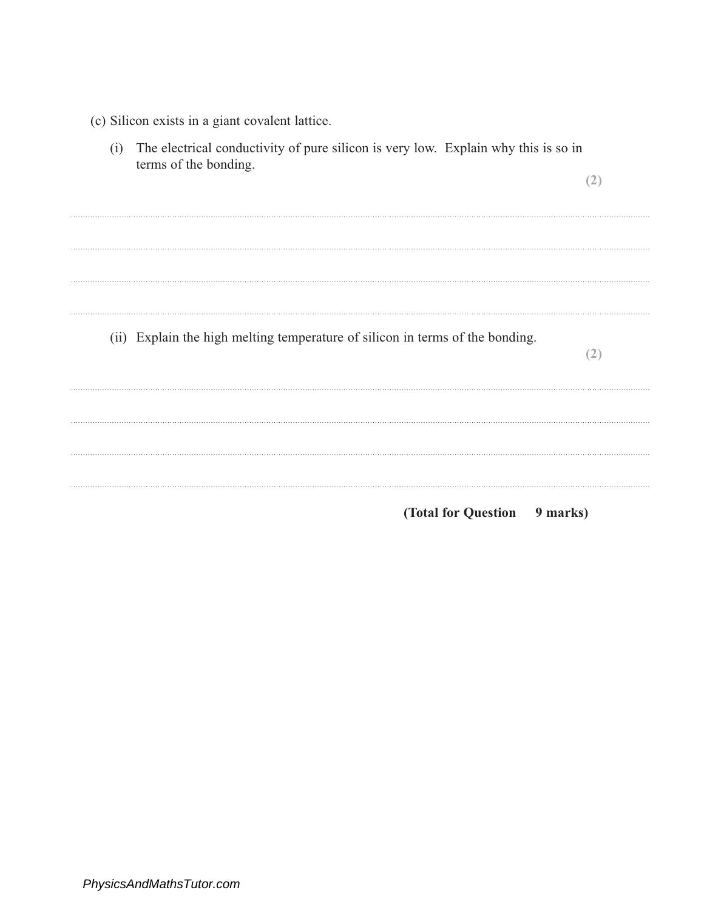(c) Silicon exists in a giant covalent lattice.

(i) The electrical conductivity of pure silicon is very low. Explain why this is so in terms of the bonding.

**(2)**

................................................................................................................................................

................................................................................................................................................

................................................................................................................................................

................................................................................................................................................

(ii) Explain the high melting temperature of silicon in terms of the bonding.

**(2)**

................................................................................................................................................

................................................................................................................................................

................................................................................................................................................

................................................................................................................................................

**(Total for Question 9 marks)**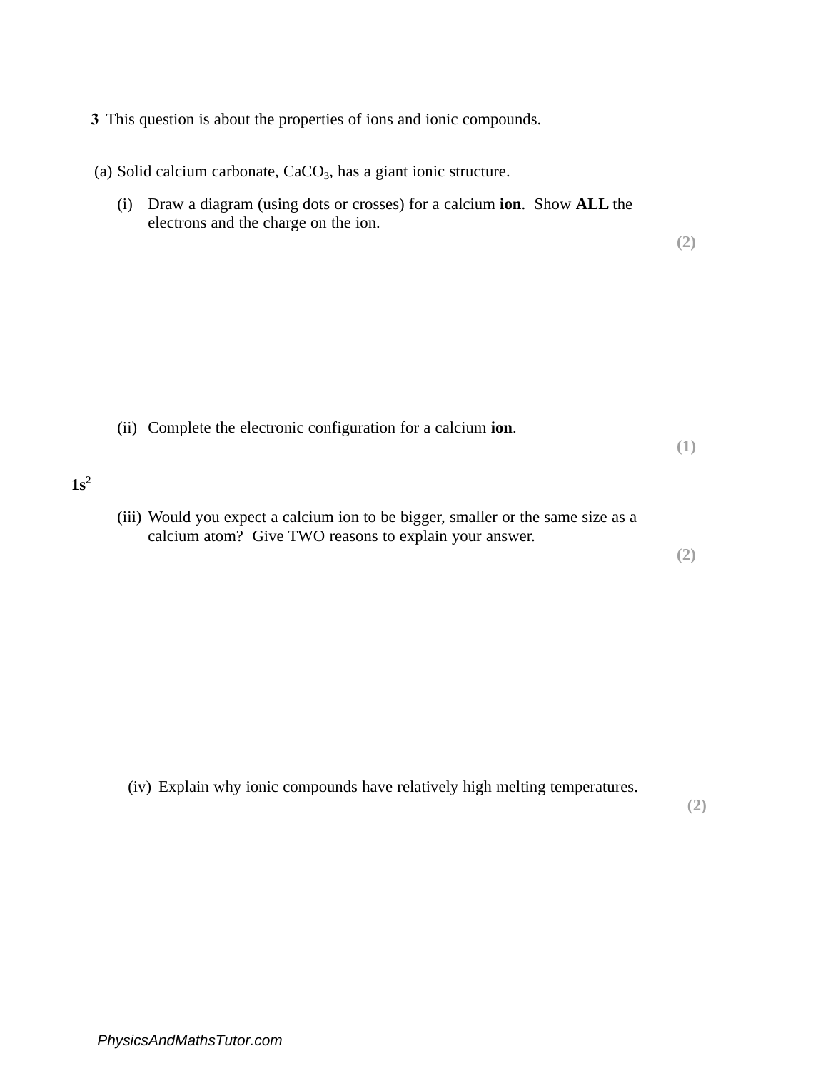**3** This question is about the properties of ions and ionic compounds.

(a) Solid calcium carbonate, $CaCO_3$, has a giant ionic structure.

(i) Draw a diagram (using dots or crosses) for a calcium **ion**. Show **ALL** the electrons and the charge on the ion.

**(2)**

(ii) Complete the electronic configuration for a calcium **ion**.

**(1)**

**$1s^2$**

(iii) Would you expect a calcium ion to be bigger, smaller or the same size as a calcium atom? Give TWO reasons to explain your answer.

**(2)**

(iv) Explain why ionic compounds have relatively high melting temperatures.

**(2)**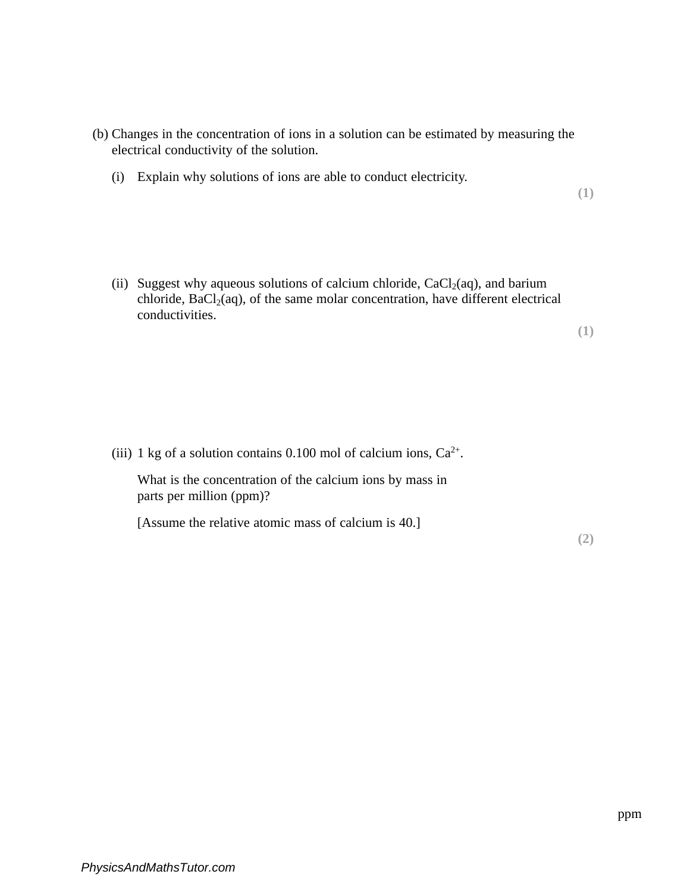(b) Changes in the concentration of ions in a solution can be estimated by measuring the electrical conductivity of the solution.

(i) Explain why solutions of ions are able to conduct electricity.

**(1)**

(ii) Suggest why aqueous solutions of calcium chloride, $CaCl_2(aq)$, and barium chloride, $BaCl_2(aq)$, of the same molar concentration, have different electrical conductivities.

**(1)**

(iii) 1 kg of a solution contains 0.100 mol of calcium ions, $Ca^{2+}$.

What is the concentration of the calcium ions by mass in parts per million (ppm)?

[Assume the relative atomic mass of calcium is 40.]

**(2)**

ppm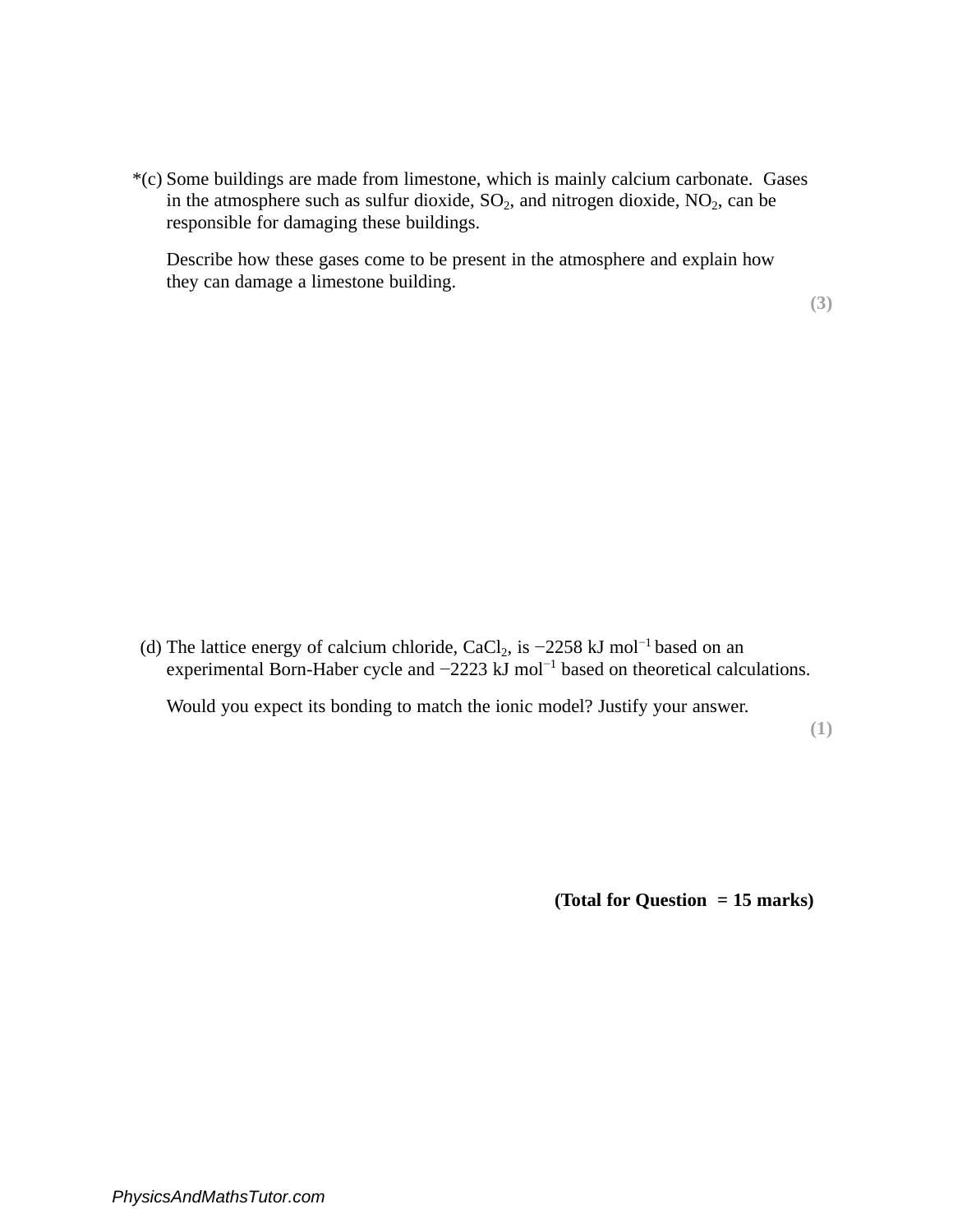*(c) Some buildings are made from limestone, which is mainly calcium carbonate. Gases in the atmosphere such as sulfur dioxide, $SO_2$, and nitrogen dioxide, $NO_2$, can be responsible for damaging these buildings.

Describe how these gases come to be present in the atmosphere and explain how they can damage a limestone building.

**(3)**

(d) The lattice energy of calcium chloride, $CaCl_2$, is −2258 kJ $mol^{-1}$ based on an experimental Born-Haber cycle and −2223 kJ $mol^{-1}$ based on theoretical calculations.

Would you expect its bonding to match the ionic model? Justify your answer.

**(1)**

**(Total for Question = 15 marks)**